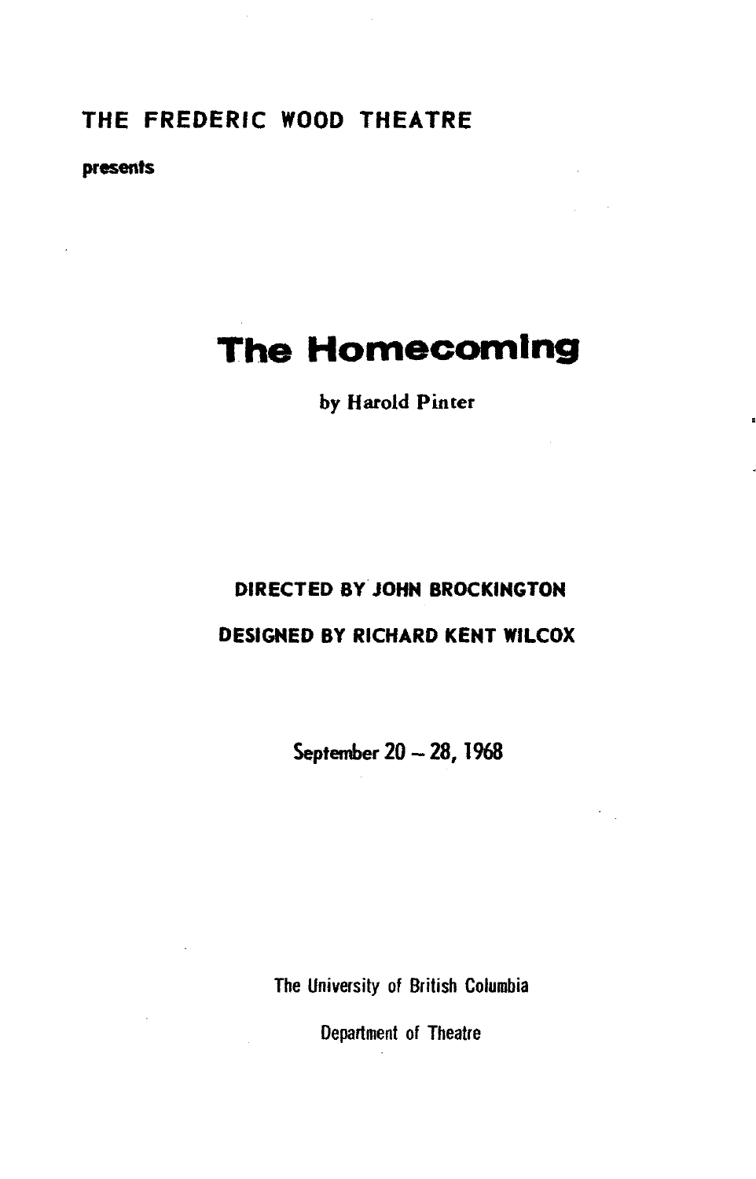THE FREDERIC WOOD THEATRE

presents

# The Homecoming

by Harold Pinter

DIRECTED BY JOHN BROCKINGTON

DESIGNED BY RICHARD KENT WILCOX

September 20 – 28, 1968

The University of British Columbia

Department of Theatre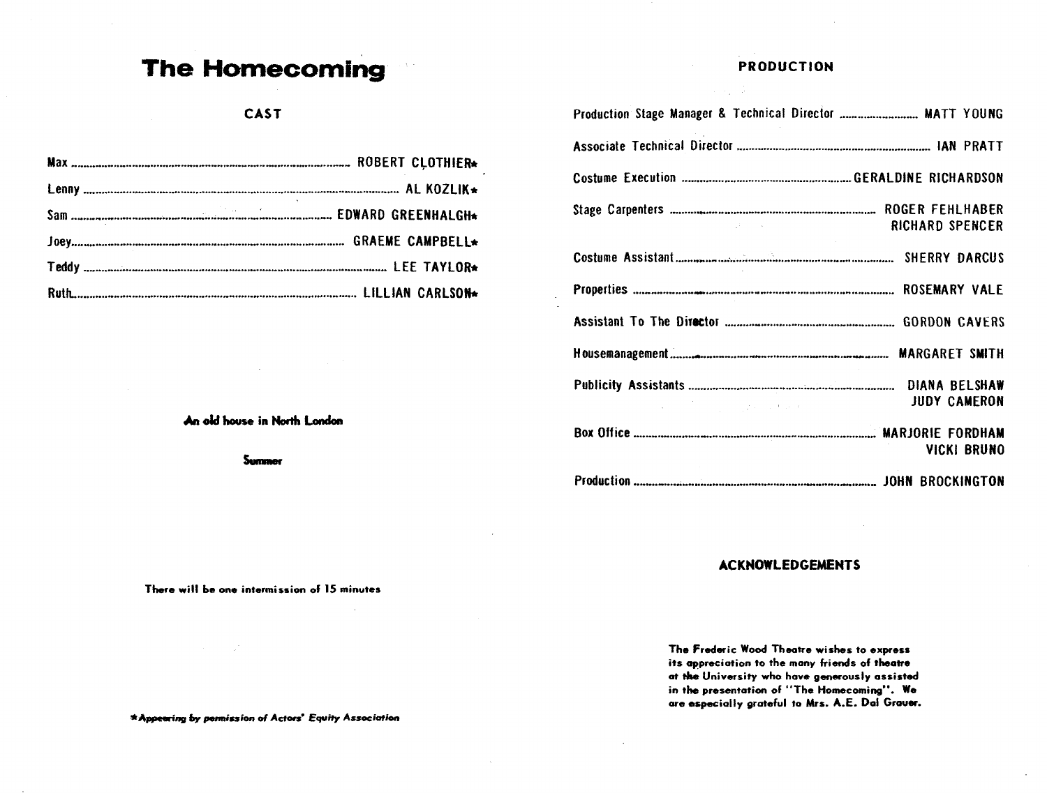# The Homecoming

## CAST

| | |
|---|---|
| Max | ROBERT CLOTHIER* |
| Lenny | AL KOZLIK* |
| Sam | EDWARD GREENHALGH* |
| Joey | GRAEME CAMPBELL* |
| Teddy | LEE TAYLOR* |
| Ruth | LILLIAN CARLSON* |

**An old house in North London**

**Summer**

**There will be one intermission of 15 minutes**

***Appearing by permission of Actors' Equity Association***

## PRODUCTION

| | |
|---|---|
| Production Stage Manager & Technical Director | MATT YOUNG |
| Associate Technical Director | IAN PRATT |
| Costume Execution | GERALDINE RICHARDSON |
| Stage Carpenters | ROGER FEHLHABER<br>RICHARD SPENCER |
| Costume Assistant | SHERRY DARCUS |
| Properties | ROSEMARY VALE |
| Assistant To The Director | GORDON CAVERS |
| Housemanagement | MARGARET SMITH |
| Publicity Assistants | DIANA BELSHAW<br>JUDY CAMERON |
| Box Office | MARJORIE FORDHAM<br>VICKI BRUNO |
| Production | JOHN BROCKINGTON |

## ACKNOWLEDGEMENTS

**The Frederic Wood Theatre wishes to express its appreciation to the many friends of theatre at the University who have generously assisted in the presentation of "The Homecoming". We are especially grateful to Mrs. A.E. Dal Grauer.**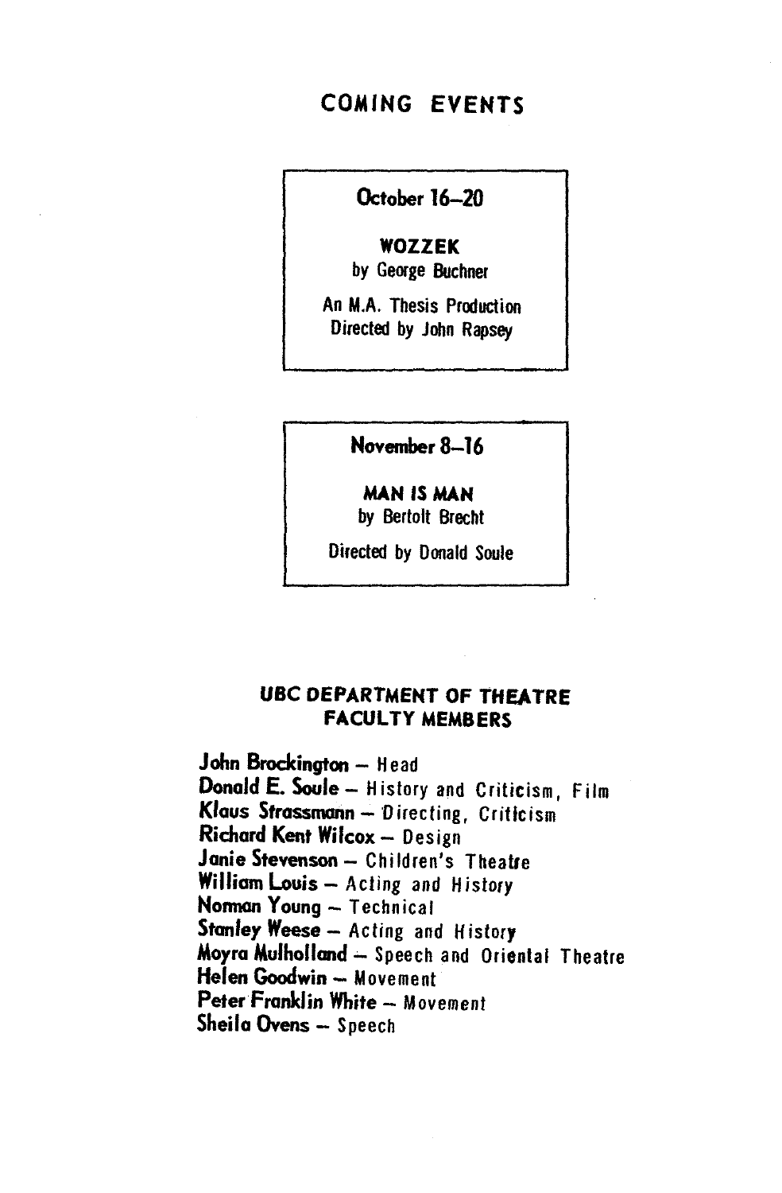## COMING EVENTS

**October 16–20**

**WOZZEK**
by George Buchner

An M.A. Thesis Production
Directed by John Rapsey

**November 8–16**

**MAN IS MAN**
by Bertolt Brecht

Directed by Donald Soule

### UBC DEPARTMENT OF THEATRE FACULTY MEMBERS

**John Brockington** – Head
**Donald E. Soule** – History and Criticism, Film
**Klaus Strassmann** – Directing, Criticism
**Richard Kent Wilcox** – Design
**Janie Stevenson** – Children's Theatre
**William Louis** – Acting and History
**Norman Young** – Technical
**Stanley Weese** – Acting and History
**Moyra Mulholland** – Speech and Oriental Theatre
**Helen Goodwin** – Movement
**Peter Franklin White** – Movement
**Sheila Ovens** – Speech